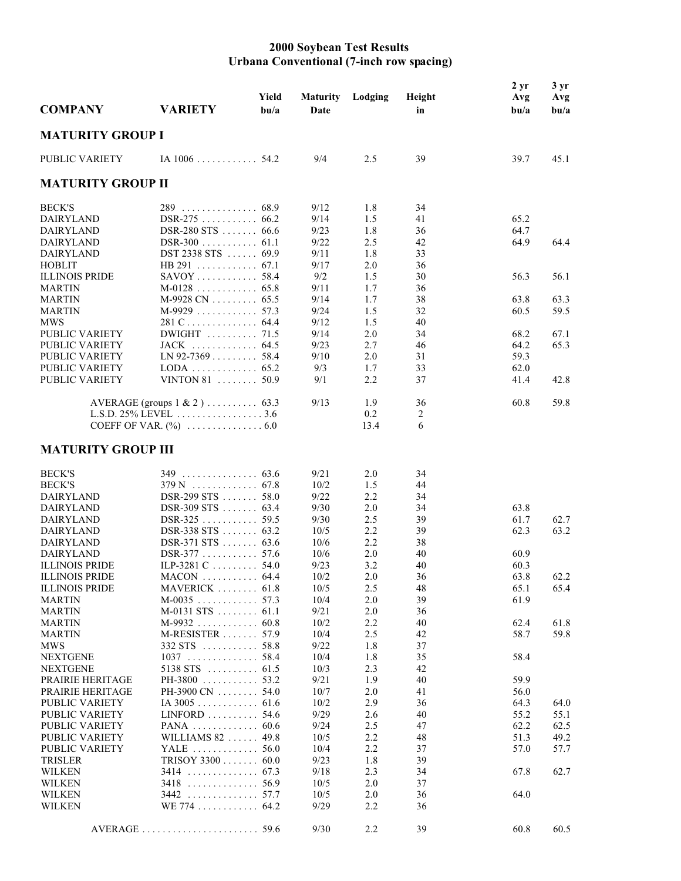# 2000 Soybean Test Results
## Urbana Conventional (7-inch row spacing)

| COMPANY | VARIETY | Yield bu/a | Maturity Date | Lodging | Height in | 2 yr Avg bu/a | 3 yr Avg bu/a |
|---|---|---|---|---|---|---|---|
| **MATURITY GROUP I** | | | | | | | |
| PUBLIC VARIETY | IA 1006 | 54.2 | 9/4 | 2.5 | 39 | 39.7 | 45.1 |
| **MATURITY GROUP II** | | | | | | | |
| BECK'S | 289 | 68.9 | 9/12 | 1.8 | 34 | | |
| DAIRYLAND | DSR-275 | 66.2 | 9/14 | 1.5 | 41 | 65.2 | |
| DAIRYLAND | DSR-280 STS | 66.6 | 9/23 | 1.8 | 36 | 64.7 | |
| DAIRYLAND | DSR-300 | 61.1 | 9/22 | 2.5 | 42 | 64.9 | 64.4 |
| DAIRYLAND | DST 2338 STS | 69.9 | 9/11 | 1.8 | 33 | | |
| HOBLIT | HB 291 | 67.1 | 9/17 | 2.0 | 36 | | |
| ILLINOIS PRIDE | SAVOY | 58.4 | 9/2 | 1.5 | 30 | 56.3 | 56.1 |
| MARTIN | M-0128 | 65.8 | 9/11 | 1.7 | 36 | | |
| MARTIN | M-9928 CN | 65.5 | 9/14 | 1.7 | 38 | 63.8 | 63.3 |
| MARTIN | M-9929 | 57.3 | 9/24 | 1.5 | 32 | 60.5 | 59.5 |
| MWS | 281 C | 64.4 | 9/12 | 1.5 | 40 | | |
| PUBLIC VARIETY | DWIGHT | 71.5 | 9/14 | 2.0 | 34 | 68.2 | 67.1 |
| PUBLIC VARIETY | JACK | 64.5 | 9/23 | 2.7 | 46 | 64.2 | 65.3 |
| PUBLIC VARIETY | LN 92-7369 | 58.4 | 9/10 | 2.0 | 31 | 59.3 | |
| PUBLIC VARIETY | LODA | 65.2 | 9/3 | 1.7 | 33 | 62.0 | |
| PUBLIC VARIETY | VINTON 81 | 50.9 | 9/1 | 2.2 | 37 | 41.4 | 42.8 |
| | AVERAGE (groups 1 & 2 ) | 63.3 | 9/13 | 1.9 | 36 | 60.8 | 59.8 |
| | L.S.D. 25% LEVEL | 3.6 | | 0.2 | 2 | | |
| | COEFF OF VAR. (%) | 6.0 | | 13.4 | 6 | | |
| **MATURITY GROUP III** | | | | | | | |
| BECK'S | 349 | 63.6 | 9/21 | 2.0 | 34 | | |
| BECK'S | 379 N | 67.8 | 10/2 | 1.5 | 44 | | |
| DAIRYLAND | DSR-299 STS | 58.0 | 9/22 | 2.2 | 34 | | |
| DAIRYLAND | DSR-309 STS | 63.4 | 9/30 | 2.0 | 34 | 63.8 | |
| DAIRYLAND | DSR-325 | 59.5 | 9/30 | 2.5 | 39 | 61.7 | 62.7 |
| DAIRYLAND | DSR-338 STS | 63.2 | 10/5 | 2.2 | 39 | 62.3 | 63.2 |
| DAIRYLAND | DSR-371 STS | 63.6 | 10/6 | 2.2 | 38 | | |
| DAIRYLAND | DSR-377 | 57.6 | 10/6 | 2.0 | 40 | 60.9 | |
| ILLINOIS PRIDE | ILP-3281 C | 54.0 | 9/23 | 3.2 | 40 | 60.3 | |
| ILLINOIS PRIDE | MACON | 64.4 | 10/2 | 2.0 | 36 | 63.8 | 62.2 |
| ILLINOIS PRIDE | MAVERICK | 61.8 | 10/5 | 2.5 | 48 | 65.1 | 65.4 |
| MARTIN | M-0035 | 57.3 | 10/4 | 2.0 | 39 | 61.9 | |
| MARTIN | M-0131 STS | 61.1 | 9/21 | 2.0 | 36 | | |
| MARTIN | M-9932 | 60.8 | 10/2 | 2.2 | 40 | 62.4 | 61.8 |
| MARTIN | M-RESISTER | 57.9 | 10/4 | 2.5 | 42 | 58.7 | 59.8 |
| MWS | 332 STS | 58.8 | 9/22 | 1.8 | 37 | | |
| NEXTGENE | 1037 | 58.4 | 10/4 | 1.8 | 35 | 58.4 | |
| NEXTGENE | 5138 STS | 61.5 | 10/3 | 2.3 | 42 | | |
| PRAIRIE HERITAGE | PH-3800 | 53.2 | 9/21 | 1.9 | 40 | 59.9 | |
| PRAIRIE HERITAGE | PH-3900 CN | 54.0 | 10/7 | 2.0 | 41 | 56.0 | |
| PUBLIC VARIETY | IA 3005 | 61.6 | 10/2 | 2.9 | 36 | 64.3 | 64.0 |
| PUBLIC VARIETY | LINFORD | 54.6 | 9/29 | 2.6 | 40 | 55.2 | 55.1 |
| PUBLIC VARIETY | PANA | 60.6 | 9/24 | 2.5 | 47 | 62.2 | 62.5 |
| PUBLIC VARIETY | WILLIAMS 82 | 49.8 | 10/5 | 2.2 | 48 | 51.3 | 49.2 |
| PUBLIC VARIETY | YALE | 56.0 | 10/4 | 2.2 | 37 | 57.0 | 57.7 |
| TRISLER | TRISOY 3300 | 60.0 | 9/23 | 1.8 | 39 | | |
| WILKEN | 3414 | 67.3 | 9/18 | 2.3 | 34 | 67.8 | 62.7 |
| WILKEN | 3418 | 56.9 | 10/5 | 2.0 | 37 | | |
| WILKEN | 3442 | 57.7 | 10/5 | 2.0 | 36 | 64.0 | |
| WILKEN | WE 774 | 64.2 | 9/29 | 2.2 | 36 | | |
| | AVERAGE | 59.6 | 9/30 | 2.2 | 39 | 60.8 | 60.5 |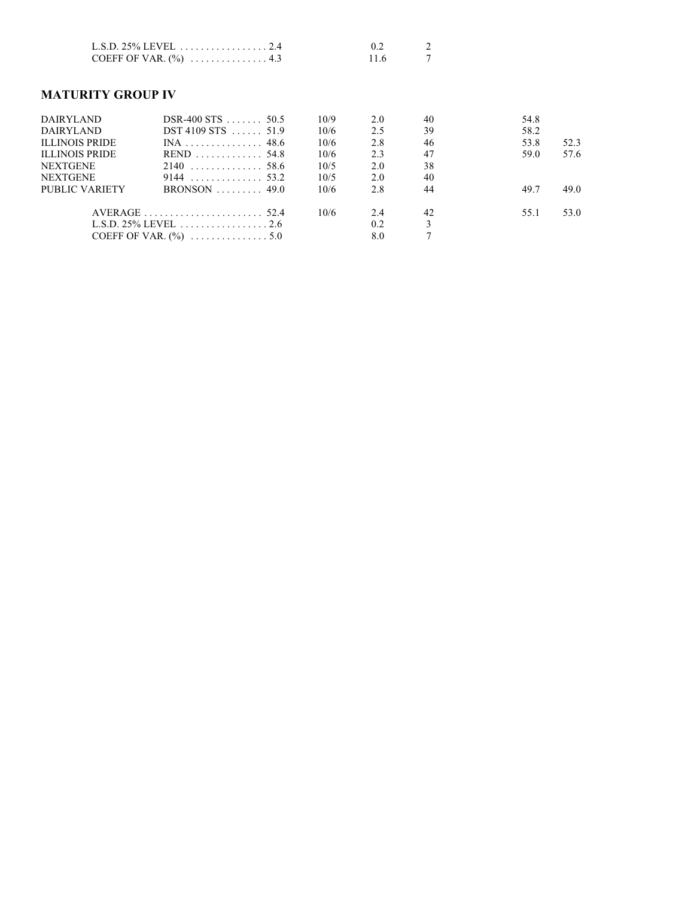| | | | | | | |
|---|---|---|---|---|---|---|
| L.S.D. 25% LEVEL . . . . . . . . . . . . . . . . . 2.4 | | | 0.2 | 2 | | |
| COEFF OF VAR. (%) . . . . . . . . . . . . . . . 4.3 | | | 11.6 | 7 | | |

## MATURITY GROUP IV

| | | | | | | |
|---|---|---|---|---|---|---|
| DAIRYLAND | DSR-400 STS . . . . . . . 50.5 | 10/9 | 2.0 | 40 | 54.8 | |
| DAIRYLAND | DST 4109 STS . . . . . . 51.9 | 10/6 | 2.5 | 39 | 58.2 | |
| ILLINOIS PRIDE | INA . . . . . . . . . . . . . . . 48.6 | 10/6 | 2.8 | 46 | 53.8 | 52.3 |
| ILLINOIS PRIDE | REND . . . . . . . . . . . . . 54.8 | 10/6 | 2.3 | 47 | 59.0 | 57.6 |
| NEXTGENE | 2140 . . . . . . . . . . . . . . 58.6 | 10/5 | 2.0 | 38 | | |
| NEXTGENE | 9144 . . . . . . . . . . . . . . 53.2 | 10/5 | 2.0 | 40 | | |
| PUBLIC VARIETY | BRONSON . . . . . . . . . 49.0 | 10/6 | 2.8 | 44 | 49.7 | 49.0 |
| | AVERAGE . . . . . . . . . . . . . . . . . . . . . . . 52.4 | 10/6 | 2.4 | 42 | 55.1 | 53.0 |
| | L.S.D. 25% LEVEL . . . . . . . . . . . . . . . . . 2.6 | | 0.2 | 3 | | |
| | COEFF OF VAR. (%) . . . . . . . . . . . . . . . 5.0 | | 8.0 | 7 | | |